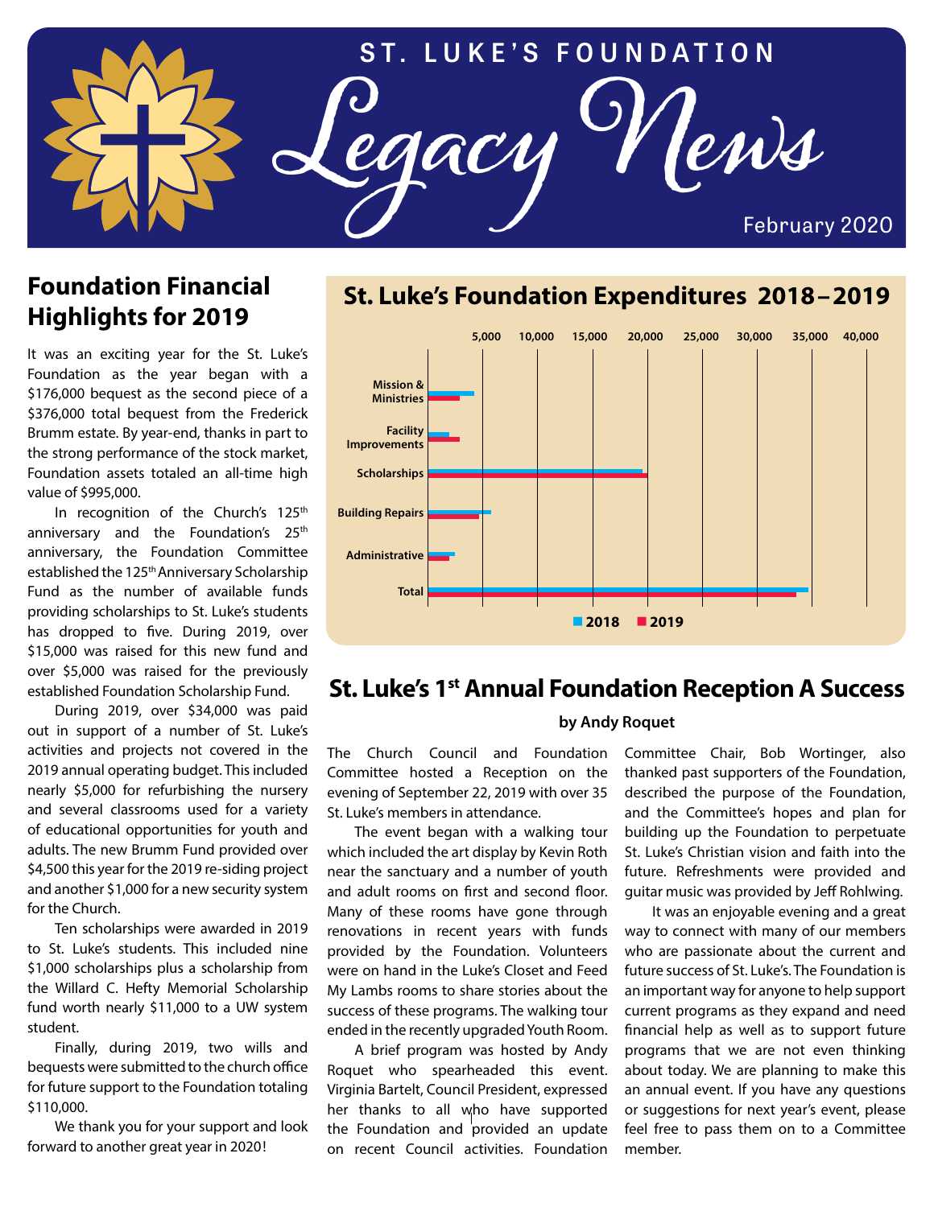# ST. LUKE'S FOUNDATION Legacy News

February 2020

## Foundation Financial Highlights for 2019

It was an exciting year for the St. Luke's Foundation as the year began with a $176,000 bequest as the second piece of a $376,000 total bequest from the Frederick Brumm estate. By year-end, thanks in part to the strong performance of the stock market, Foundation assets totaled an all-time high value of $995,000.

In recognition of the Church's 125th anniversary and the Foundation's 25th anniversary, the Foundation Committee established the 125th Anniversary Scholarship Fund as the number of available funds providing scholarships to St. Luke's students has dropped to five. During 2019, over $15,000 was raised for this new fund and over $5,000 was raised for the previously established Foundation Scholarship Fund.

During 2019, over $34,000 was paid out in support of a number of St. Luke's activities and projects not covered in the 2019 annual operating budget. This included nearly $5,000 for refurbishing the nursery and several classrooms used for a variety of educational opportunities for youth and adults. The new Brumm Fund provided over $4,500 this year for the 2019 re-siding project and another $1,000 for a new security system for the Church.

Ten scholarships were awarded in 2019 to St. Luke's students. This included nine $1,000 scholarships plus a scholarship from the Willard C. Hefty Memorial Scholarship fund worth nearly $11,000 to a UW system student.

Finally, during 2019, two wills and bequests were submitted to the church office for future support to the Foundation totaling $110,000.

We thank you for your support and look forward to another great year in 2020!

## St. Luke's Foundation Expenditures 2018 – 2019

Bar chart categories: Mission & Ministries; Facility Improvements; Scholarships; Building Repairs; Administrative; Total. Axis: 5,000 · 10,000 · 15,000 · 20,000 · 25,000 · 30,000 · 35,000 · 40,000. Legend: 2018, 2019.

## St. Luke's 1st Annual Foundation Reception A Success

**by Andy Roquet**

The Church Council and Foundation Committee hosted a Reception on the evening of September 22, 2019 with over 35 St. Luke's members in attendance.

The event began with a walking tour which included the art display by Kevin Roth near the sanctuary and a number of youth and adult rooms on first and second floor. Many of these rooms have gone through renovations in recent years with funds provided by the Foundation. Volunteers were on hand in the Luke's Closet and Feed My Lambs rooms to share stories about the success of these programs. The walking tour ended in the recently upgraded Youth Room.

A brief program was hosted by Andy Roquet who spearheaded this event. Virginia Bartelt, Council President, expressed her thanks to all who have supported the Foundation and provided an update on recent Council activities. Foundation Committee Chair, Bob Wortinger, also thanked past supporters of the Foundation, described the purpose of the Foundation, and the Committee's hopes and plan for building up the Foundation to perpetuate St. Luke's Christian vision and faith into the future. Refreshments were provided and guitar music was provided by Jeff Rohlwing.

It was an enjoyable evening and a great way to connect with many of our members who are passionate about the current and future success of St. Luke's. The Foundation is an important way for anyone to help support current programs as they expand and need financial help as well as to support future programs that we are not even thinking about today. We are planning to make this an annual event. If you have any questions or suggestions for next year's event, please feel free to pass them on to a Committee member.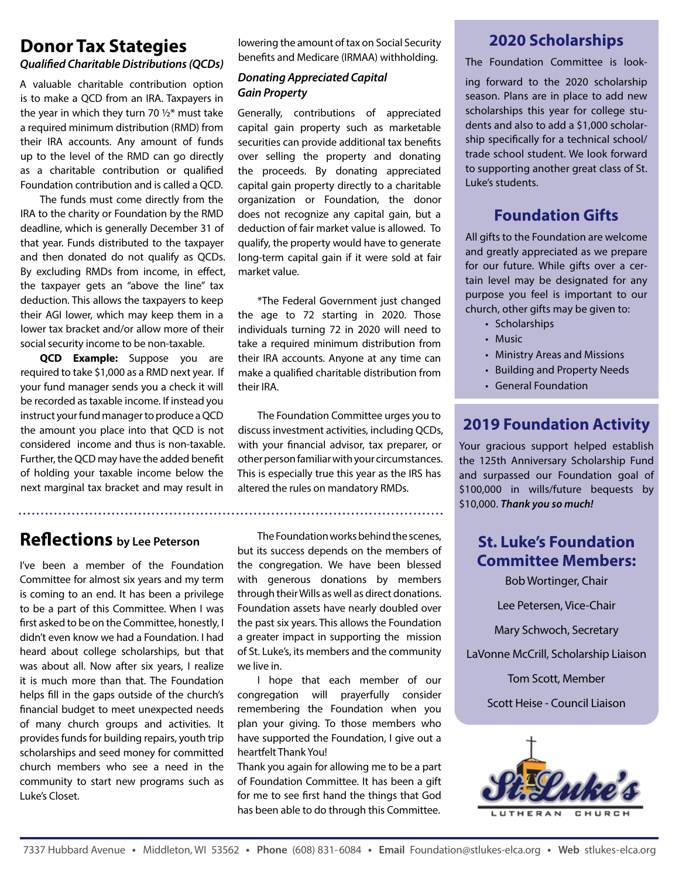# Donor Tax Stategies

***Qualified Charitable Distributions (QCDs)***

A valuable charitable contribution option is to make a QCD from an IRA. Taxpayers in the year in which they turn 70 ½* must take a required minimum distribution (RMD) from their IRA accounts. Any amount of funds up to the level of the RMD can go directly as a charitable contribution or qualified Foundation contribution and is called a QCD.

The funds must come directly from the IRA to the charity or Foundation by the RMD deadline, which is generally December 31 of that year. Funds distributed to the taxpayer and then donated do not qualify as QCDs. By excluding RMDs from income, in effect, the taxpayer gets an "above the line" tax deduction. This allows the taxpayers to keep their AGI lower, which may keep them in a lower tax bracket and/or allow more of their social security income to be non-taxable.

**QCD Example:** Suppose you are required to take $1,000 as a RMD next year. If your fund manager sends you a check it will be recorded as taxable income. If instead you instruct your fund manager to produce a QCD the amount you place into that QCD is not considered income and thus is non-taxable. Further, the QCD may have the added benefit of holding your taxable income below the next marginal tax bracket and may result in lowering the amount of tax on Social Security benefits and Medicare (IRMAA) withholding.

***Donating Appreciated Capital Gain Property***

Generally, contributions of appreciated capital gain property such as marketable securities can provide additional tax benefits over selling the property and donating the proceeds. By donating appreciated capital gain property directly to a charitable organization or Foundation, the donor does not recognize any capital gain, but a deduction of fair market value is allowed. To qualify, the property would have to generate long-term capital gain if it were sold at fair market value.

*The Federal Government just changed the age to 72 starting in 2020. Those individuals turning 72 in 2020 will need to take a required minimum distribution from their IRA accounts. Anyone at any time can make a qualified charitable distribution from their IRA.

The Foundation Committee urges you to discuss investment activities, including QCDs, with your financial advisor, tax preparer, or other person familiar with your circumstances. This is especially true this year as the IRS has altered the rules on mandatory RMDs.

# Reflections by Lee Peterson

I've been a member of the Foundation Committee for almost six years and my term is coming to an end. It has been a privilege to be a part of this Committee. When I was first asked to be on the Committee, honestly, I didn't even know we had a Foundation. I had heard about college scholarships, but that was about all. Now after six years, I realize it is much more than that. The Foundation helps fill in the gaps outside of the church's financial budget to meet unexpected needs of many church groups and activities. It provides funds for building repairs, youth trip scholarships and seed money for committed church members who see a need in the community to start new programs such as Luke's Closet.

The Foundation works behind the scenes, but its success depends on the members of the congregation. We have been blessed with generous donations by members through their Wills as well as direct donations. Foundation assets have nearly doubled over the past six years. This allows the Foundation a greater impact in supporting the mission of St. Luke's, its members and the community we live in.

I hope that each member of our congregation will prayerfully consider remembering the Foundation when you plan your giving. To those members who have supported the Foundation, I give out a heartfelt Thank You!

Thank you again for allowing me to be a part of Foundation Committee. It has been a gift for me to see first hand the things that God has been able to do through this Committee.

## 2020 Scholarships

The Foundation Committee is looking forward to the 2020 scholarship season. Plans are in place to add new scholarships this year for college students and also to add a $1,000 scholarship specifically for a technical school/ trade school student. We look forward to supporting another great class of St. Luke's students.

## Foundation Gifts

All gifts to the Foundation are welcome and greatly appreciated as we prepare for our future. While gifts over a certain level may be designated for any purpose you feel is important to our church, other gifts may be given to:

- Scholarships
- Music
- Ministry Areas and Missions
- Building and Property Needs
- General Foundation

## 2019 Foundation Activity

Your gracious support helped establish the 125th Anniversary Scholarship Fund and surpassed our Foundation goal of $100,000 in wills/future bequests by $10,000. ***Thank you so much!***

## St. Luke's Foundation Committee Members:

Bob Wortinger, Chair

Lee Petersen, Vice-Chair

Mary Schwoch, Secretary

LaVonne McCrill, Scholarship Liaison

Tom Scott, Member

Scott Heise - Council Liaison

St. Luke's LUTHERAN CHURCH

7337 Hubbard Avenue • Middleton, WI 53562 • **Phone** (608) 831-6084 • **Email** Foundation@stlukes-elca.org • **Web** stlukes-elca.org